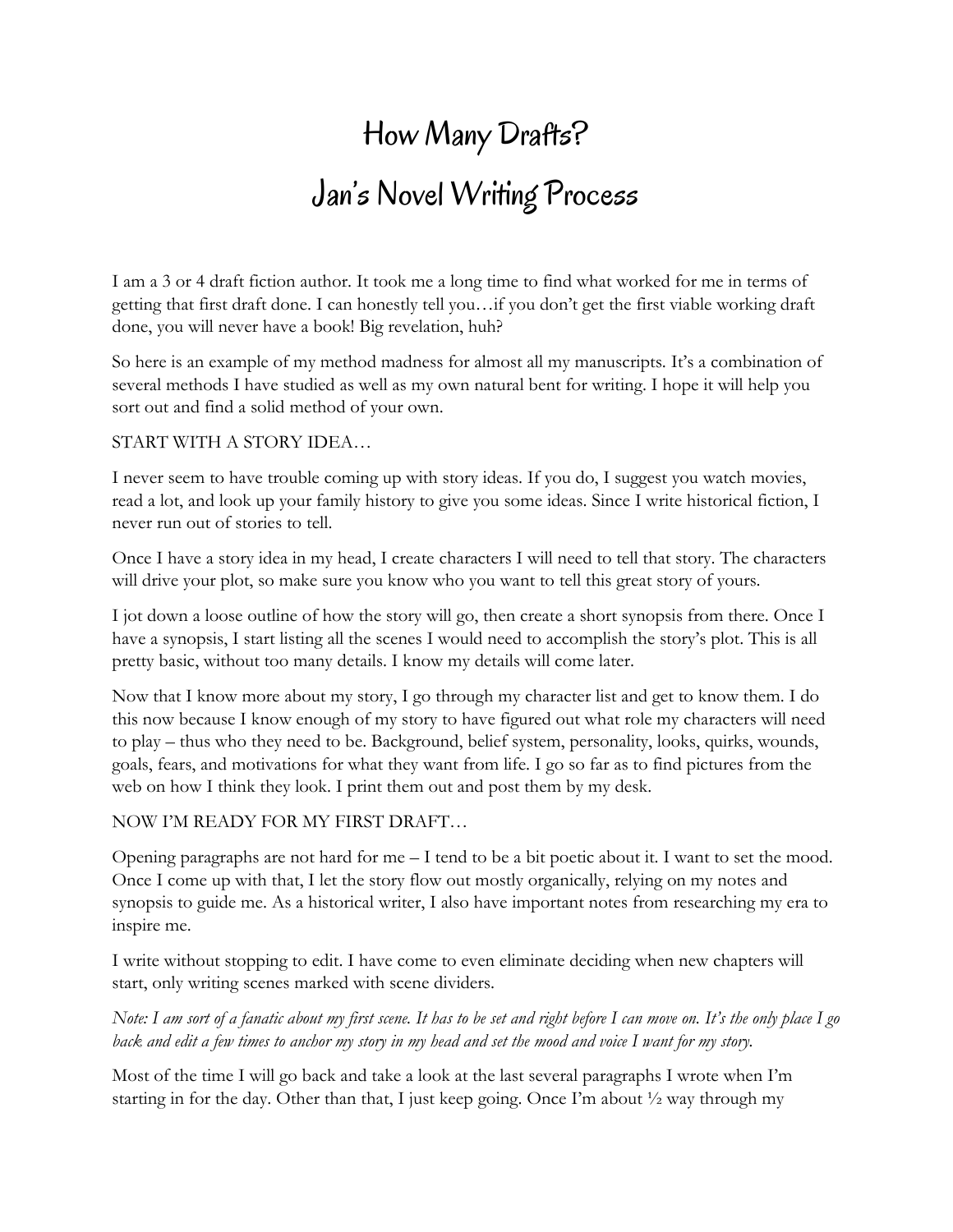# How Many Drafts?

# Jan's Novel Writing Process

I am a 3 or 4 draft fiction author. It took me a long time to find what worked for me in terms of getting that first draft done. I can honestly tell you…if you don't get the first viable working draft done, you will never have a book! Big revelation, huh?

So here is an example of my method madness for almost all my manuscripts. It's a combination of several methods I have studied as well as my own natural bent for writing. I hope it will help you sort out and find a solid method of your own.

START WITH A STORY IDEA…

I never seem to have trouble coming up with story ideas. If you do, I suggest you watch movies, read a lot, and look up your family history to give you some ideas. Since I write historical fiction, I never run out of stories to tell.

Once I have a story idea in my head, I create characters I will need to tell that story. The characters will drive your plot, so make sure you know who you want to tell this great story of yours.

I jot down a loose outline of how the story will go, then create a short synopsis from there. Once I have a synopsis, I start listing all the scenes I would need to accomplish the story's plot. This is all pretty basic, without too many details. I know my details will come later.

Now that I know more about my story, I go through my character list and get to know them. I do this now because I know enough of my story to have figured out what role my characters will need to play – thus who they need to be. Background, belief system, personality, looks, quirks, wounds, goals, fears, and motivations for what they want from life. I go so far as to find pictures from the web on how I think they look. I print them out and post them by my desk.

NOW I'M READY FOR MY FIRST DRAFT…

Opening paragraphs are not hard for me – I tend to be a bit poetic about it. I want to set the mood. Once I come up with that, I let the story flow out mostly organically, relying on my notes and synopsis to guide me. As a historical writer, I also have important notes from researching my era to inspire me.

I write without stopping to edit. I have come to even eliminate deciding when new chapters will start, only writing scenes marked with scene dividers.

*Note: I am sort of a fanatic about my first scene. It has to be set and right before I can move on. It's the only place I go back and edit a few times to anchor my story in my head and set the mood and voice I want for my story.*

Most of the time I will go back and take a look at the last several paragraphs I wrote when I'm starting in for the day. Other than that, I just keep going. Once I'm about ½ way through my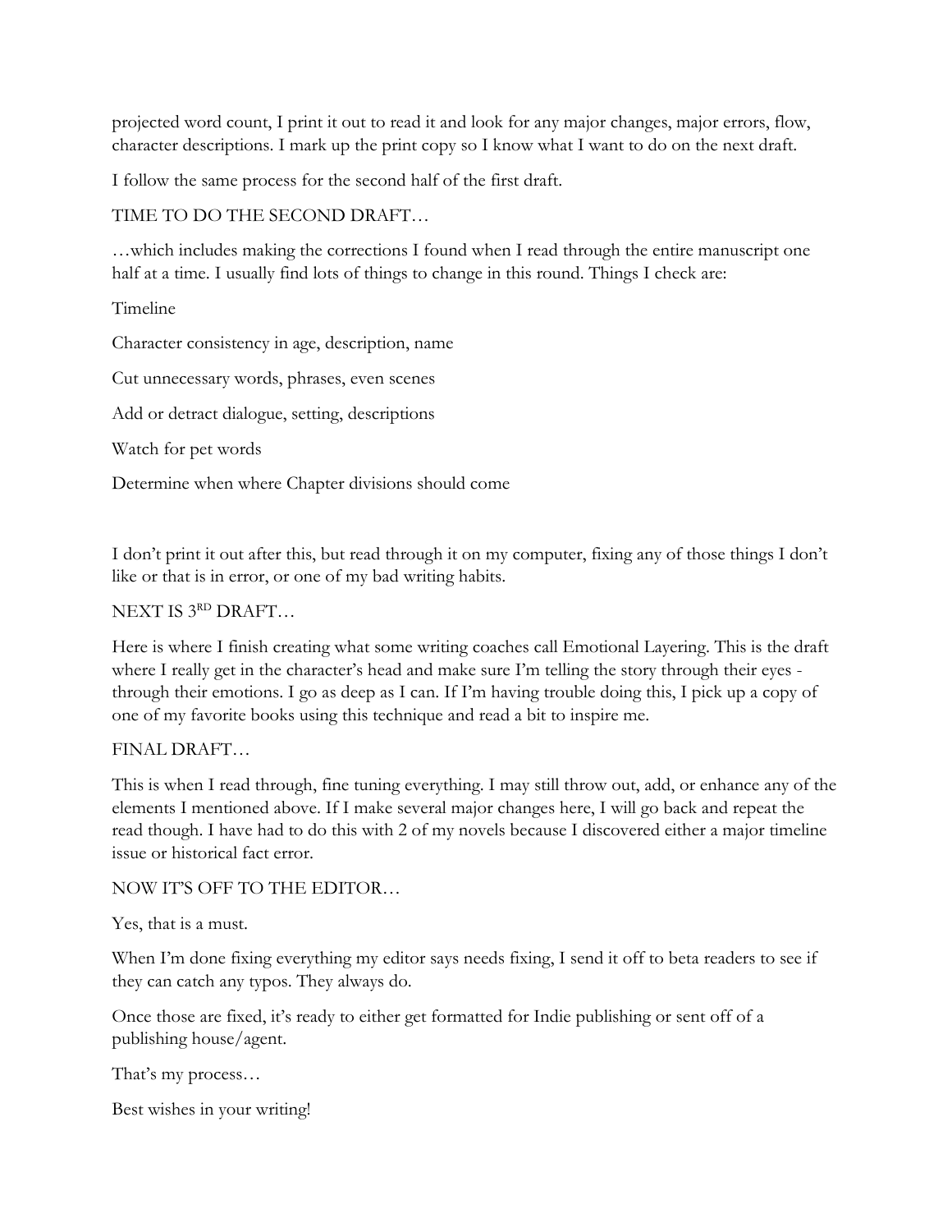projected word count, I print it out to read it and look for any major changes, major errors, flow, character descriptions. I mark up the print copy so I know what I want to do on the next draft.

I follow the same process for the second half of the first draft.

TIME TO DO THE SECOND DRAFT…

…which includes making the corrections I found when I read through the entire manuscript one half at a time. I usually find lots of things to change in this round. Things I check are:

Timeline

Character consistency in age, description, name

Cut unnecessary words, phrases, even scenes

Add or detract dialogue, setting, descriptions

Watch for pet words

Determine when where Chapter divisions should come

I don't print it out after this, but read through it on my computer, fixing any of those things I don't like or that is in error, or one of my bad writing habits.

NEXT IS 3RD DRAFT…

Here is where I finish creating what some writing coaches call Emotional Layering. This is the draft where I really get in the character's head and make sure I'm telling the story through their eyes - through their emotions. I go as deep as I can. If I'm having trouble doing this, I pick up a copy of one of my favorite books using this technique and read a bit to inspire me.

FINAL DRAFT…

This is when I read through, fine tuning everything. I may still throw out, add, or enhance any of the elements I mentioned above. If I make several major changes here, I will go back and repeat the read though. I have had to do this with 2 of my novels because I discovered either a major timeline issue or historical fact error.

NOW IT'S OFF TO THE EDITOR…

Yes, that is a must.

When I'm done fixing everything my editor says needs fixing, I send it off to beta readers to see if they can catch any typos. They always do.

Once those are fixed, it's ready to either get formatted for Indie publishing or sent off of a publishing house/agent.

That's my process…

Best wishes in your writing!